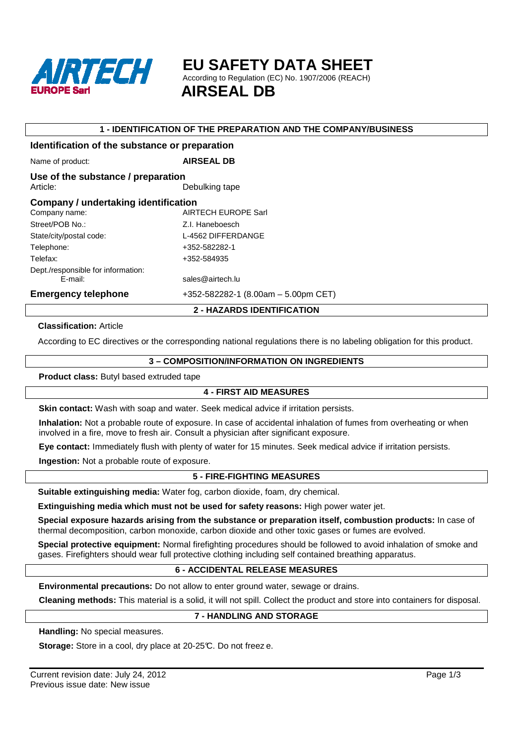# EU SAFETY DATA SHEET

According to Regulation (EC) No. 1907/2006 (REACH)

# AIRSEAL DB

## 1 - IDENTIFICATION OF THE PREPARATION AND THE COMPANY/BUSINESS

### Identification of the substance or preparation

| | |
|---|---|
| Name of product: | **AIRSEAL DB** |

### Use of the substance / preparation

| | |
|---|---|
| Article: | Debulking tape |

### Company / undertaking identification

| | |
|---|---|
| Company name: | AIRTECH EUROPE Sarl |
| Street/POB No.: | Z.I. Haneboesch |
| State/city/postal code: | L-4562 DIFFERDANGE |
| Telephone: | +352-582282-1 |
| Telefax: | +352-584935 |
| Dept./responsible for information: E-mail: | sales@airtech.lu |

### Emergency telephone

+352-582282-1 (8.00am – 5.00pm CET)

## 2 - HAZARDS IDENTIFICATION

**Classification:** Article

According to EC directives or the corresponding national regulations there is no labeling obligation for this product.

## 3 – COMPOSITION/INFORMATION ON INGREDIENTS

**Product class:** Butyl based extruded tape

## 4 - FIRST AID MEASURES

**Skin contact:** Wash with soap and water. Seek medical advice if irritation persists.

**Inhalation:** Not a probable route of exposure. In case of accidental inhalation of fumes from overheating or when involved in a fire, move to fresh air. Consult a physician after significant exposure.

**Eye contact:** Immediately flush with plenty of water for 15 minutes. Seek medical advice if irritation persists.

**Ingestion:** Not a probable route of exposure.

## 5 - FIRE-FIGHTING MEASURES

**Suitable extinguishing media:** Water fog, carbon dioxide, foam, dry chemical.

**Extinguishing media which must not be used for safety reasons:** High power water jet.

**Special exposure hazards arising from the substance or preparation itself, combustion products:** In case of thermal decomposition, carbon monoxide, carbon dioxide and other toxic gases or fumes are evolved.

**Special protective equipment:** Normal firefighting procedures should be followed to avoid inhalation of smoke and gases. Firefighters should wear full protective clothing including self contained breathing apparatus.

## 6 - ACCIDENTAL RELEASE MEASURES

**Environmental precautions:** Do not allow to enter ground water, sewage or drains.

**Cleaning methods:** This material is a solid, it will not spill. Collect the product and store into containers for disposal.

## 7 - HANDLING AND STORAGE

**Handling:** No special measures.

**Storage:** Store in a cool, dry place at 20-25℃. Do not freez e.

Current revision date: July 24, 2012
Previous issue date: New issue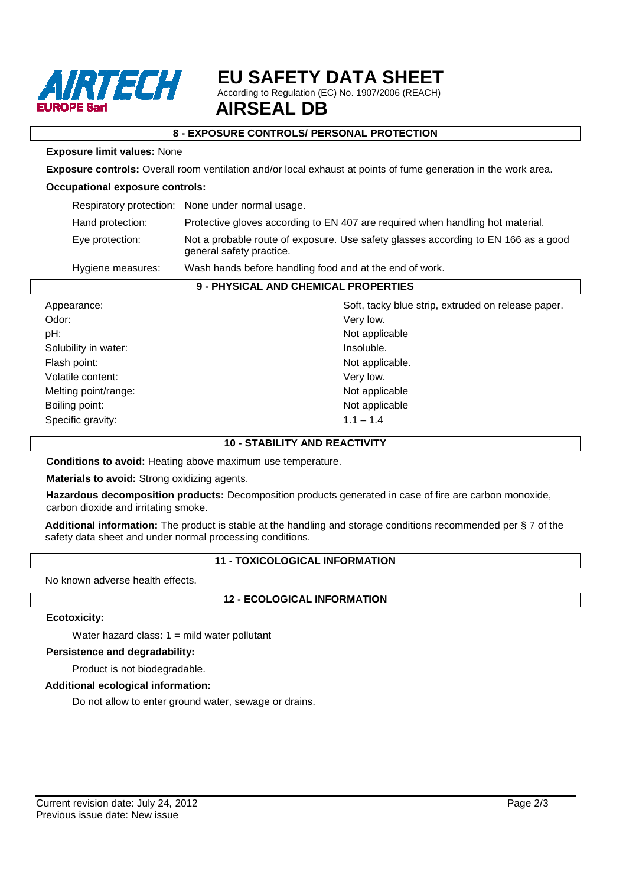## 8 - EXPOSURE CONTROLS/ PERSONAL PROTECTION

**Exposure limit values:** None

**Exposure controls:** Overall room ventilation and/or local exhaust at points of fume generation in the work area.

**Occupational exposure controls:**

| | |
|---|---|
| Respiratory protection: | None under normal usage. |
| Hand protection: | Protective gloves according to EN 407 are required when handling hot material. |
| Eye protection: | Not a probable route of exposure. Use safety glasses according to EN 166 as a good general safety practice. |
| Hygiene measures: | Wash hands before handling food and at the end of work. |

## 9 - PHYSICAL AND CHEMICAL PROPERTIES

| | |
|---|---|
| Appearance: | Soft, tacky blue strip, extruded on release paper. |
| Odor: | Very low. |
| pH: | Not applicable |
| Solubility in water: | Insoluble. |
| Flash point: | Not applicable. |
| Volatile content: | Very low. |
| Melting point/range: | Not applicable |
| Boiling point: | Not applicable |
| Specific gravity: | 1.1 – 1.4 |

## 10 - STABILITY AND REACTIVITY

**Conditions to avoid:** Heating above maximum use temperature.

**Materials to avoid:** Strong oxidizing agents.

**Hazardous decomposition products:** Decomposition products generated in case of fire are carbon monoxide, carbon dioxide and irritating smoke.

**Additional information:** The product is stable at the handling and storage conditions recommended per § 7 of the safety data sheet and under normal processing conditions.

## 11 - TOXICOLOGICAL INFORMATION

No known adverse health effects.

## 12 - ECOLOGICAL INFORMATION

**Ecotoxicity:**

Water hazard class: 1 = mild water pollutant

**Persistence and degradability:**

Product is not biodegradable.

**Additional ecological information:**

Do not allow to enter ground water, sewage or drains.

Current revision date: July 24, 2012
Previous issue date: New issue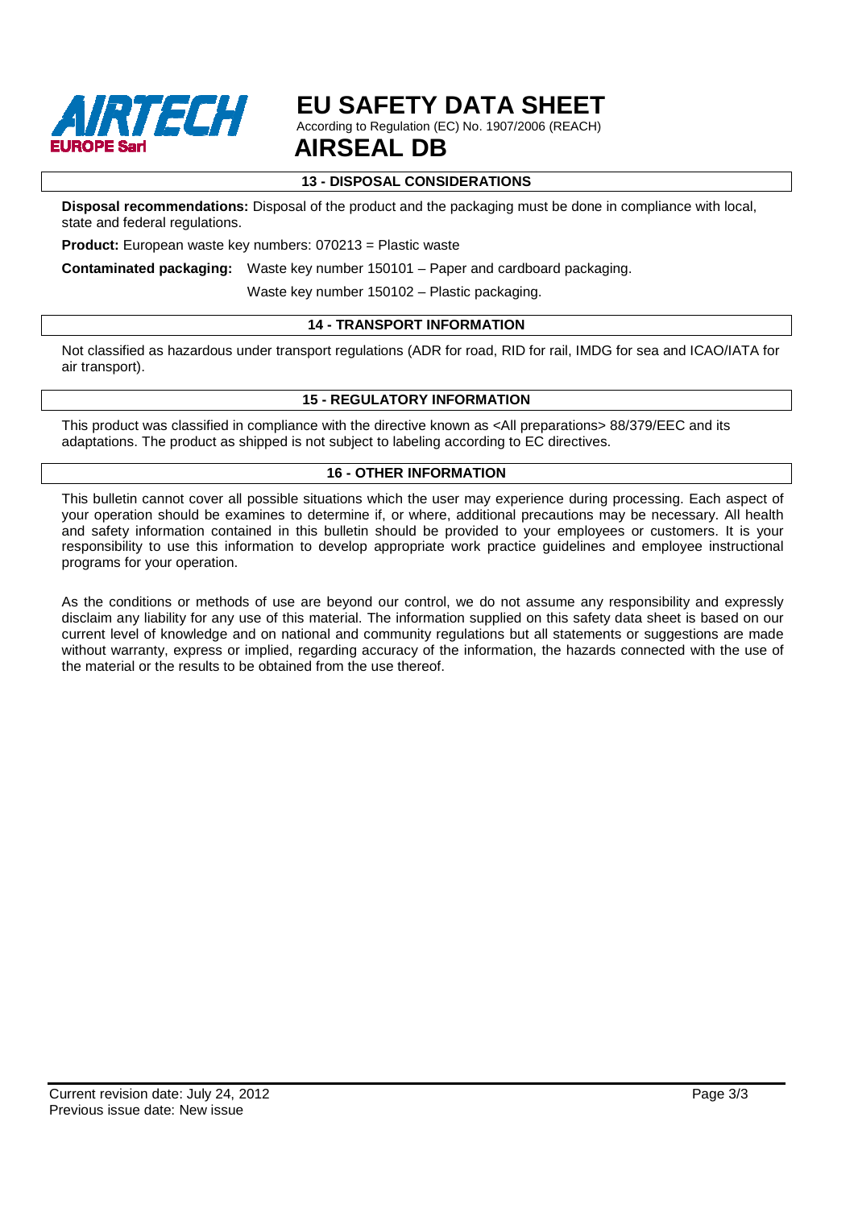# EU SAFETY DATA SHEET

According to Regulation (EC) No. 1907/2006 (REACH)

# AIRSEAL DB

## 13 - DISPOSAL CONSIDERATIONS

**Disposal recommendations:** Disposal of the product and the packaging must be done in compliance with local, state and federal regulations.

**Product:** European waste key numbers: 070213 = Plastic waste

**Contaminated packaging:** Waste key number 150101 – Paper and cardboard packaging.

Waste key number 150102 – Plastic packaging.

## 14 - TRANSPORT INFORMATION

Not classified as hazardous under transport regulations (ADR for road, RID for rail, IMDG for sea and ICAO/IATA for air transport).

## 15 - REGULATORY INFORMATION

This product was classified in compliance with the directive known as <All preparations> 88/379/EEC and its adaptations. The product as shipped is not subject to labeling according to EC directives.

## 16 - OTHER INFORMATION

This bulletin cannot cover all possible situations which the user may experience during processing. Each aspect of your operation should be examines to determine if, or where, additional precautions may be necessary. All health and safety information contained in this bulletin should be provided to your employees or customers. It is your responsibility to use this information to develop appropriate work practice guidelines and employee instructional programs for your operation.

As the conditions or methods of use are beyond our control, we do not assume any responsibility and expressly disclaim any liability for any use of this material. The information supplied on this safety data sheet is based on our current level of knowledge and on national and community regulations but all statements or suggestions are made without warranty, express or implied, regarding accuracy of the information, the hazards connected with the use of the material or the results to be obtained from the use thereof.

Current revision date: July 24, 2012
Previous issue date: New issue